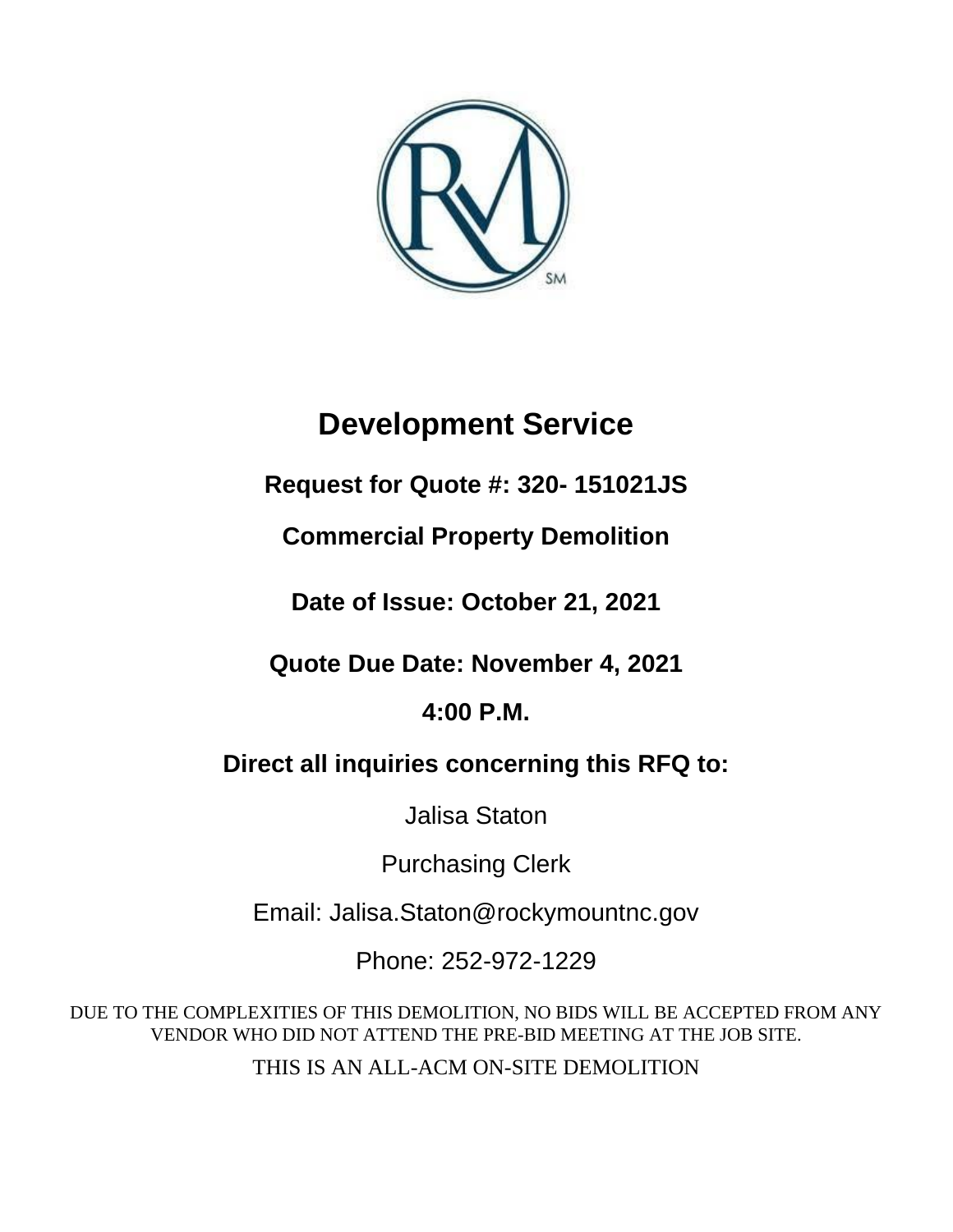# Development Service

**Request for Quote #: 320- 151021JS**

**Commercial Property Demolition**

**Date of Issue: October 21, 2021**

**Quote Due Date: November 4, 2021**

**4:00 P.M.**

**Direct all inquiries concerning this RFQ to:**

Jalisa Staton

Purchasing Clerk

Email: Jalisa.Staton@rockymountnc.gov

Phone: 252-972-1229

DUE TO THE COMPLEXITIES OF THIS DEMOLITION, NO BIDS WILL BE ACCEPTED FROM ANY VENDOR WHO DID NOT ATTEND THE PRE-BID MEETING AT THE JOB SITE.

THIS IS AN ALL-ACM ON-SITE DEMOLITION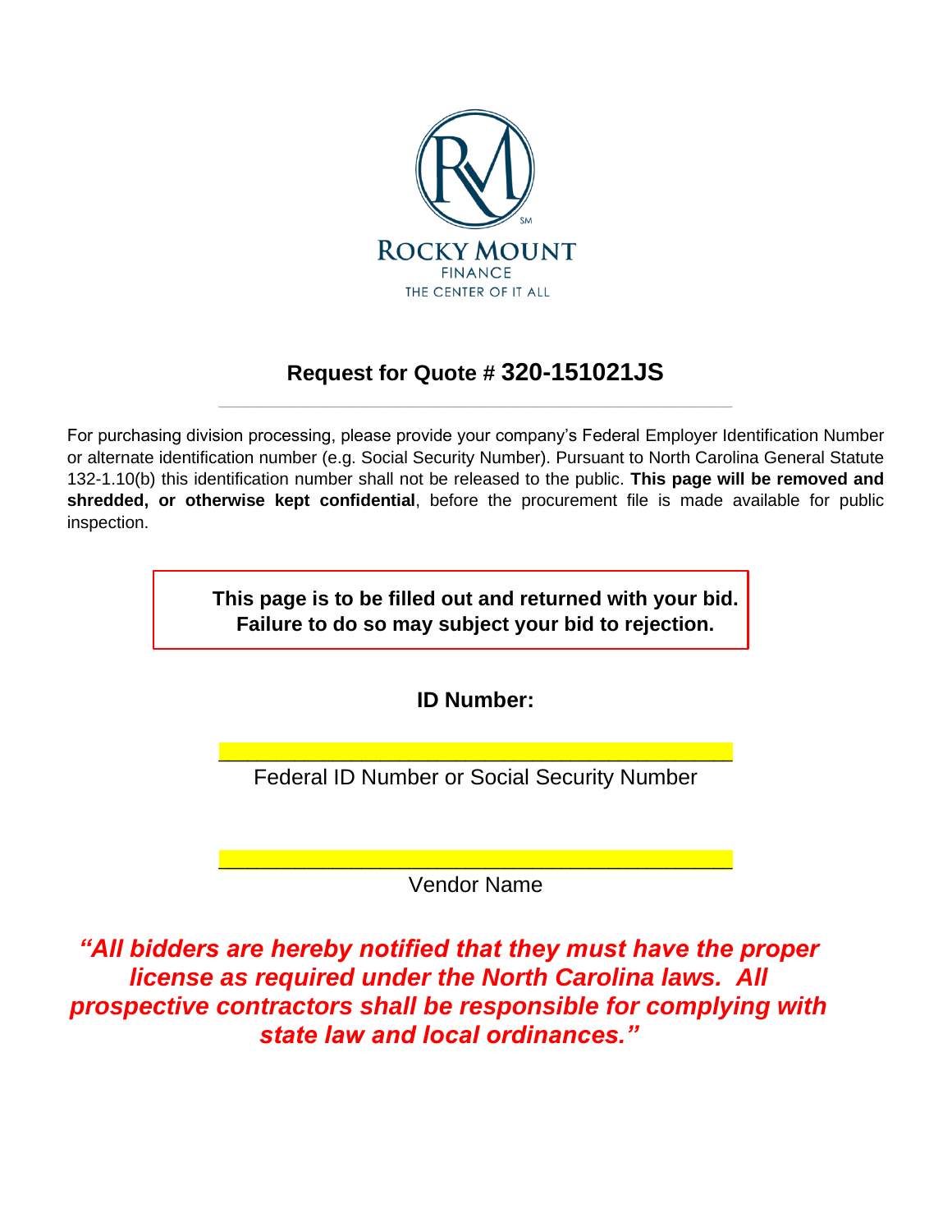ROCKY MOUNT
FINANCE
THE CENTER OF IT ALL

## Request for Quote # 320-151021JS

For purchasing division processing, please provide your company's Federal Employer Identification Number or alternate identification number (e.g. Social Security Number). Pursuant to North Carolina General Statute 132-1.10(b) this identification number shall not be released to the public. **This page will be removed and shredded, or otherwise kept confidential**, before the procurement file is made available for public inspection.

**This page is to be filled out and returned with your bid. Failure to do so may subject your bid to rejection.**

**ID Number:**

\_\_\_\_\_\_\_\_\_\_\_\_\_\_\_\_\_\_\_\_\_\_\_\_\_\_\_\_\_\_\_\_\_\_\_\_\_\_\_\_\_\_

Federal ID Number or Social Security Number

\_\_\_\_\_\_\_\_\_\_\_\_\_\_\_\_\_\_\_\_\_\_\_\_\_\_\_\_\_\_\_\_\_\_\_\_\_\_\_\_\_\_

Vendor Name

***"All bidders are hereby notified that they must have the proper license as required under the North Carolina laws. All prospective contractors shall be responsible for complying with state law and local ordinances."***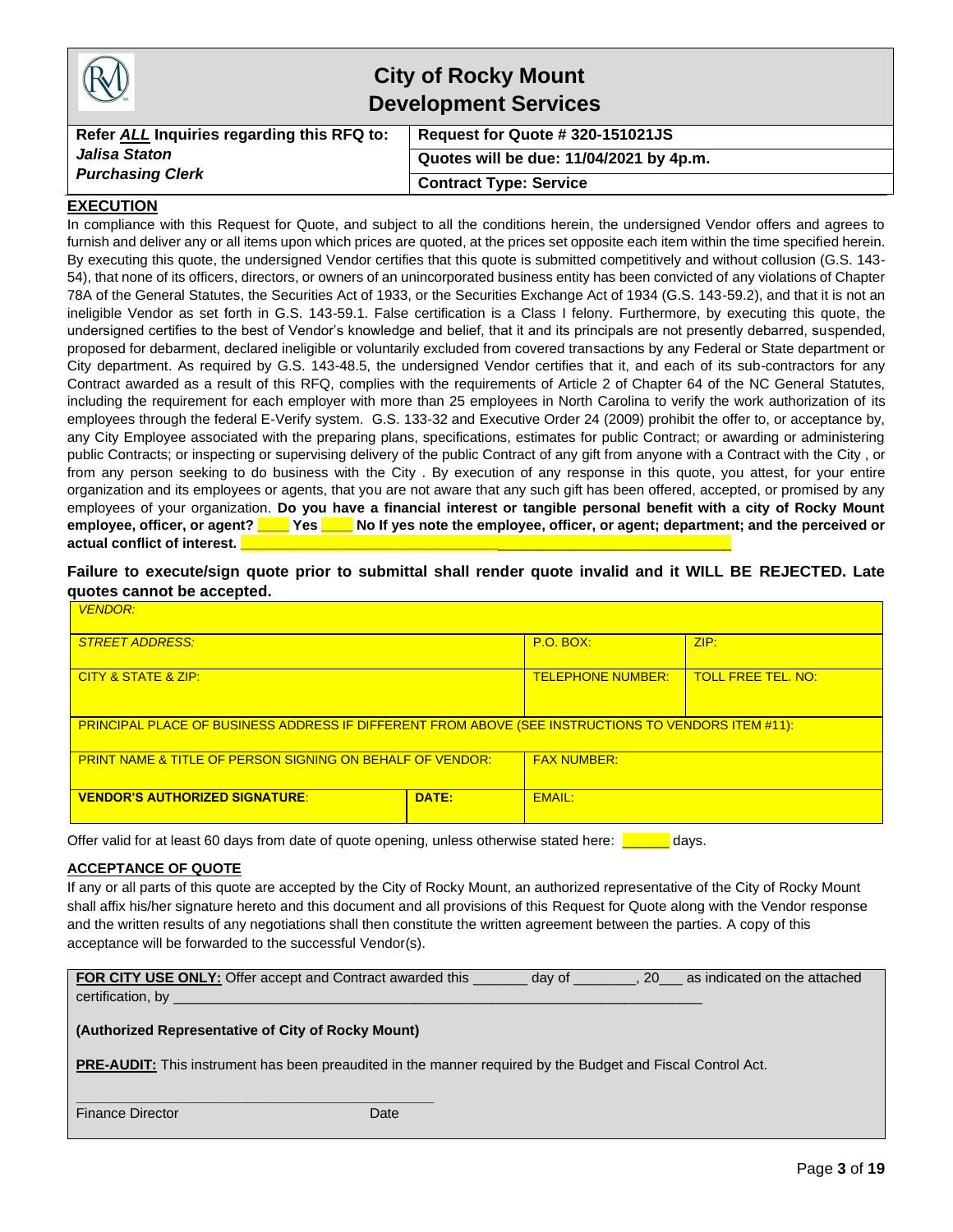# City of Rocky Mount
## Development Services

| Refer *ALL* Inquiries regarding this RFQ to: | Request for Quote # 320-151021JS |
|---|---|
| ***Jalisa Staton*** | **Quotes will be due: 11/04/2021 by 4p.m.** |
| ***Purchasing Clerk*** | **Contract Type: Service** |

### EXECUTION

In compliance with this Request for Quote, and subject to all the conditions herein, the undersigned Vendor offers and agrees to furnish and deliver any or all items upon which prices are quoted, at the prices set opposite each item within the time specified herein. By executing this quote, the undersigned Vendor certifies that this quote is submitted competitively and without collusion (G.S. 143-54), that none of its officers, directors, or owners of an unincorporated business entity has been convicted of any violations of Chapter 78A of the General Statutes, the Securities Act of 1933, or the Securities Exchange Act of 1934 (G.S. 143-59.2), and that it is not an ineligible Vendor as set forth in G.S. 143-59.1. False certification is a Class I felony. Furthermore, by executing this quote, the undersigned certifies to the best of Vendor's knowledge and belief, that it and its principals are not presently debarred, suspended, proposed for debarment, declared ineligible or voluntarily excluded from covered transactions by any Federal or State department or City department. As required by G.S. 143-48.5, the undersigned Vendor certifies that it, and each of its sub-contractors for any Contract awarded as a result of this RFQ, complies with the requirements of Article 2 of Chapter 64 of the NC General Statutes, including the requirement for each employer with more than 25 employees in North Carolina to verify the work authorization of its employees through the federal E-Verify system. G.S. 133-32 and Executive Order 24 (2009) prohibit the offer to, or acceptance by, any City Employee associated with the preparing plans, specifications, estimates for public Contract; or awarding or administering public Contracts; or inspecting or supervising delivery of the public Contract of any gift from anyone with a Contract with the City , or from any person seeking to do business with the City . By execution of any response in this quote, you attest, for your entire organization and its employees or agents, that you are not aware that any such gift has been offered, accepted, or promised by any employees of your organization. **Do you have a financial interest or tangible personal benefit with a city of Rocky Mount employee, officer, or agent? ____ Yes ____ No If yes note the employee, officer, or agent; department; and the perceived or actual conflict of interest.** ____________________________________________________________

**Failure to execute/sign quote prior to submittal shall render quote invalid and it WILL BE REJECTED. Late quotes cannot be accepted.**

| *VENDOR:* | | | |
|---|---|---|---|
| *STREET ADDRESS:* | | P.O. BOX: | ZIP: |
| CITY & STATE & ZIP: | | TELEPHONE NUMBER: | TOLL FREE TEL. NO: |
| PRINCIPAL PLACE OF BUSINESS ADDRESS IF DIFFERENT FROM ABOVE (SEE INSTRUCTIONS TO VENDORS ITEM #11): | | | |
| PRINT NAME & TITLE OF PERSON SIGNING ON BEHALF OF VENDOR: | | FAX NUMBER: | |
| **VENDOR'S AUTHORIZED SIGNATURE**: | **DATE:** | EMAIL: | |

Offer valid for at least 60 days from date of quote opening, unless otherwise stated here: ______ days.

### ACCEPTANCE OF QUOTE

If any or all parts of this quote are accepted by the City of Rocky Mount, an authorized representative of the City of Rocky Mount shall affix his/her signature hereto and this document and all provisions of this Request for Quote along with the Vendor response and the written results of any negotiations shall then constitute the written agreement between the parties. A copy of this acceptance will be forwarded to the successful Vendor(s).

**FOR CITY USE ONLY:** Offer accept and Contract awarded this _______ day of ________, 20___ as indicated on the attached certification, by ____________________________________________________________________

**(Authorized Representative of City of Rocky Mount)**

**PRE-AUDIT:** This instrument has been preaudited in the manner required by the Budget and Fiscal Control Act.

_____________________________________________

Finance Director Date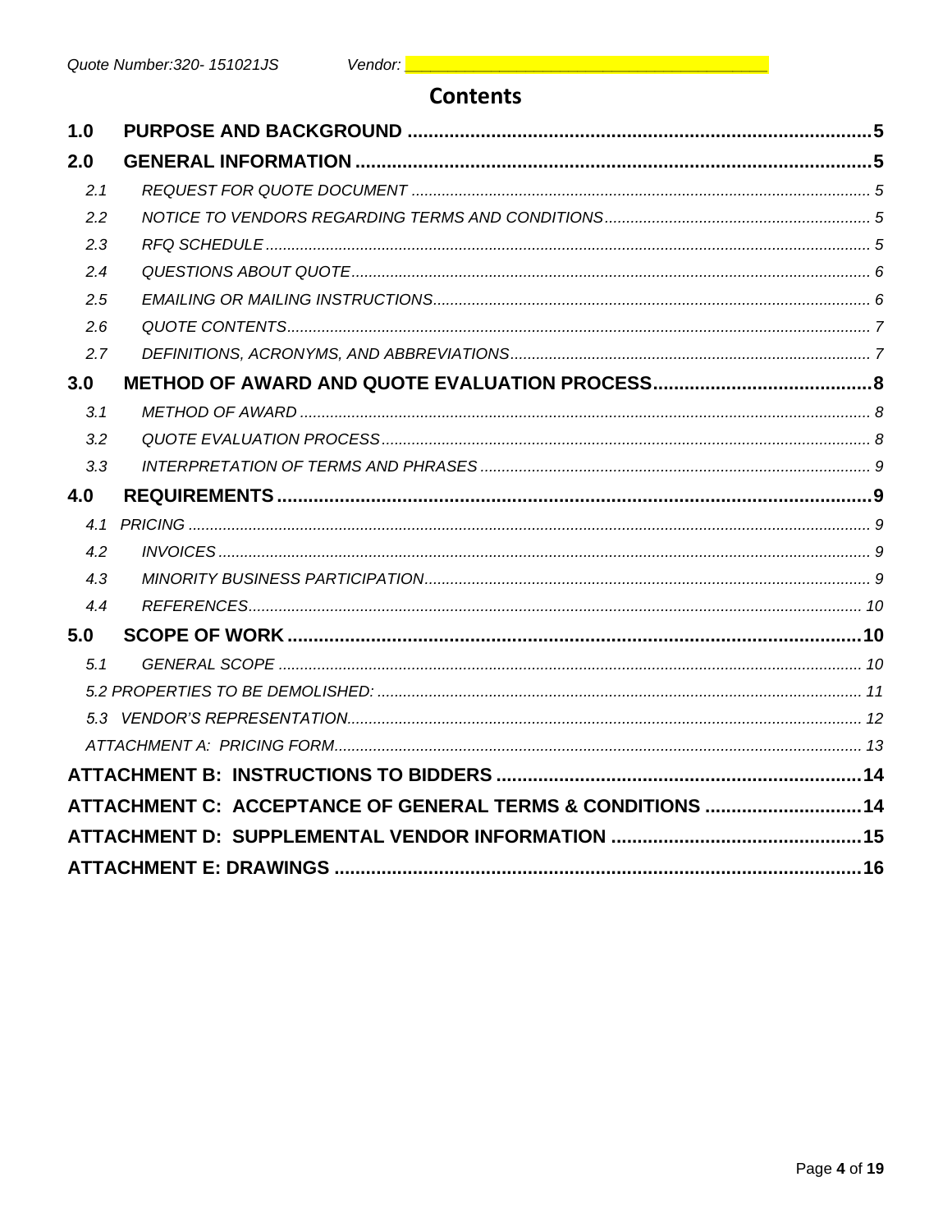# Contents

**1.0 PURPOSE AND BACKGROUND ..... 5**

**2.0 GENERAL INFORMATION ..... 5**

- *2.1 REQUEST FOR QUOTE DOCUMENT ..... 5*
- *2.2 NOTICE TO VENDORS REGARDING TERMS AND CONDITIONS ..... 5*
- *2.3 RFQ SCHEDULE ..... 5*
- *2.4 QUESTIONS ABOUT QUOTE ..... 6*
- *2.5 EMAILING OR MAILING INSTRUCTIONS ..... 6*
- *2.6 QUOTE CONTENTS ..... 7*
- *2.7 DEFINITIONS, ACRONYMS, AND ABBREVIATIONS ..... 7*

**3.0 METHOD OF AWARD AND QUOTE EVALUATION PROCESS ..... 8**

- *3.1 METHOD OF AWARD ..... 8*
- *3.2 QUOTE EVALUATION PROCESS ..... 8*
- *3.3 INTERPRETATION OF TERMS AND PHRASES ..... 9*

**4.0 REQUIREMENTS ..... 9**

- *4.1 PRICING ..... 9*
- *4.2 INVOICES ..... 9*
- *4.3 MINORITY BUSINESS PARTICIPATION ..... 9*
- *4.4 REFERENCES ..... 10*

**5.0 SCOPE OF WORK ..... 10**

- *5.1 GENERAL SCOPE ..... 10*
- *5.2 PROPERTIES TO BE DEMOLISHED: ..... 11*
- *5.3 VENDOR'S REPRESENTATION ..... 12*
- *ATTACHMENT A: PRICING FORM ..... 13*

**ATTACHMENT B: INSTRUCTIONS TO BIDDERS ..... 14**

**ATTACHMENT C: ACCEPTANCE OF GENERAL TERMS & CONDITIONS ..... 14**

**ATTACHMENT D: SUPPLEMENTAL VENDOR INFORMATION ..... 15**

**ATTACHMENT E: DRAWINGS ..... 16**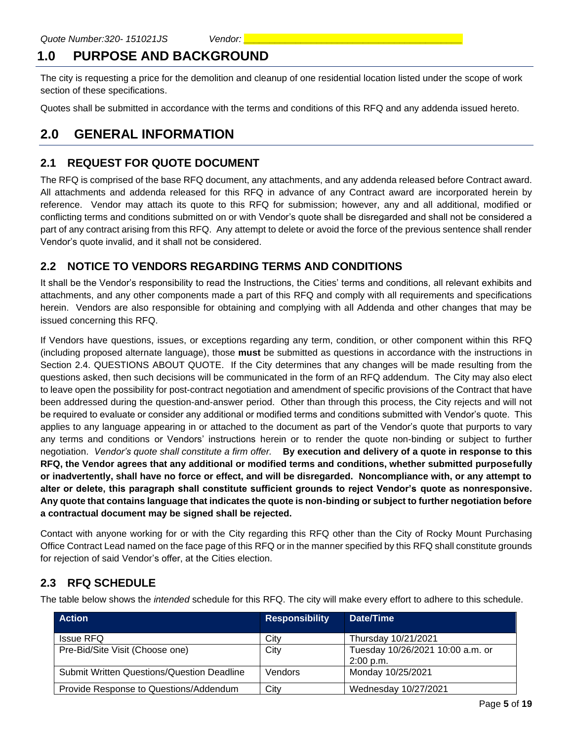Quote Number:320- 151021JS Vendor: ________________________________________

# 1.0 PURPOSE AND BACKGROUND

The city is requesting a price for the demolition and cleanup of one residential location listed under the scope of work section of these specifications.

Quotes shall be submitted in accordance with the terms and conditions of this RFQ and any addenda issued hereto.

# 2.0 GENERAL INFORMATION

## 2.1 REQUEST FOR QUOTE DOCUMENT

The RFQ is comprised of the base RFQ document, any attachments, and any addenda released before Contract award. All attachments and addenda released for this RFQ in advance of any Contract award are incorporated herein by reference. Vendor may attach its quote to this RFQ for submission; however, any and all additional, modified or conflicting terms and conditions submitted on or with Vendor's quote shall be disregarded and shall not be considered a part of any contract arising from this RFQ. Any attempt to delete or avoid the force of the previous sentence shall render Vendor's quote invalid, and it shall not be considered.

## 2.2 NOTICE TO VENDORS REGARDING TERMS AND CONDITIONS

It shall be the Vendor's responsibility to read the Instructions, the Cities' terms and conditions, all relevant exhibits and attachments, and any other components made a part of this RFQ and comply with all requirements and specifications herein. Vendors are also responsible for obtaining and complying with all Addenda and other changes that may be issued concerning this RFQ.

If Vendors have questions, issues, or exceptions regarding any term, condition, or other component within this RFQ (including proposed alternate language), those **must** be submitted as questions in accordance with the instructions in Section 2.4. QUESTIONS ABOUT QUOTE. If the City determines that any changes will be made resulting from the questions asked, then such decisions will be communicated in the form of an RFQ addendum. The City may also elect to leave open the possibility for post-contract negotiation and amendment of specific provisions of the Contract that have been addressed during the question-and-answer period. Other than through this process, the City rejects and will not be required to evaluate or consider any additional or modified terms and conditions submitted with Vendor's quote. This applies to any language appearing in or attached to the document as part of the Vendor's quote that purports to vary any terms and conditions or Vendors' instructions herein or to render the quote non-binding or subject to further negotiation. *Vendor's quote shall constitute a firm offer.* **By execution and delivery of a quote in response to this RFQ, the Vendor agrees that any additional or modified terms and conditions, whether submitted purposefully or inadvertently, shall have no force or effect, and will be disregarded. Noncompliance with, or any attempt to alter or delete, this paragraph shall constitute sufficient grounds to reject Vendor's quote as nonresponsive. Any quote that contains language that indicates the quote is non-binding or subject to further negotiation before a contractual document may be signed shall be rejected.**

Contact with anyone working for or with the City regarding this RFQ other than the City of Rocky Mount Purchasing Office Contract Lead named on the face page of this RFQ or in the manner specified by this RFQ shall constitute grounds for rejection of said Vendor's offer, at the Cities election.

## 2.3 RFQ SCHEDULE

The table below shows the *intended* schedule for this RFQ. The city will make every effort to adhere to this schedule.

| Action | Responsibility | Date/Time |
|---|---|---|
| Issue RFQ | City | Thursday 10/21/2021 |
| Pre-Bid/Site Visit (Choose one) | City | Tuesday 10/26/2021 10:00 a.m. or 2:00 p.m. |
| Submit Written Questions/Question Deadline | Vendors | Monday 10/25/2021 |
| Provide Response to Questions/Addendum | City | Wednesday 10/27/2021 |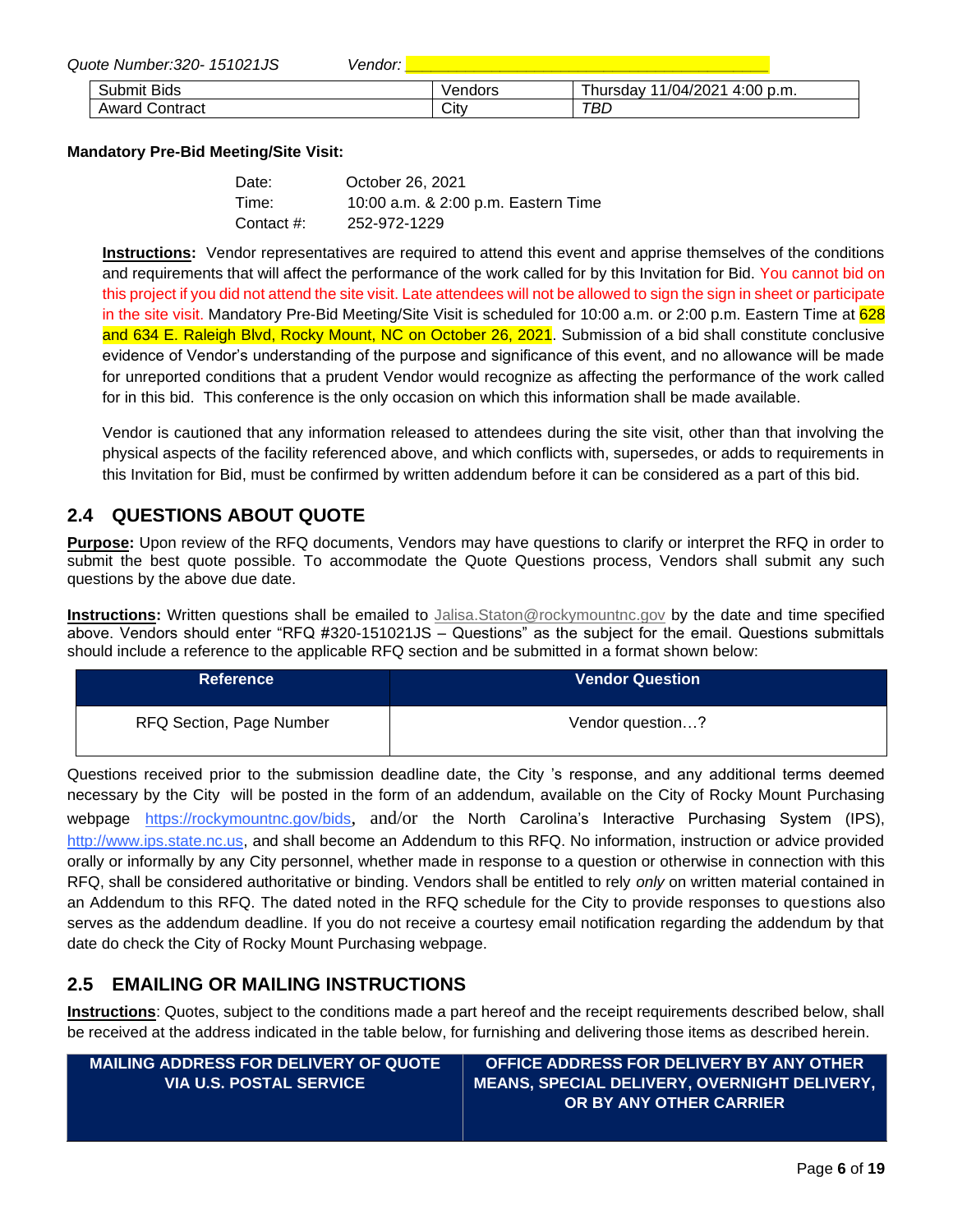Quote Number:320- 151021JS Vendor: ____________________________________

| Submit Bids | Vendors | Thursday 11/04/2021 4:00 p.m. |
|---|---|---|
| Award Contract | City | TBD |

**Mandatory Pre-Bid Meeting/Site Visit:**

Date: October 26, 2021
Time: 10:00 a.m. & 2:00 p.m. Eastern Time
Contact #: 252-972-1229

**Instructions:** Vendor representatives are required to attend this event and apprise themselves of the conditions and requirements that will affect the performance of the work called for by this Invitation for Bid. You cannot bid on this project if you did not attend the site visit. Late attendees will not be allowed to sign the sign in sheet or participate in the site visit. Mandatory Pre-Bid Meeting/Site Visit is scheduled for 10:00 a.m. or 2:00 p.m. Eastern Time at 628 and 634 E. Raleigh Blvd, Rocky Mount, NC on October 26, 2021. Submission of a bid shall constitute conclusive evidence of Vendor's understanding of the purpose and significance of this event, and no allowance will be made for unreported conditions that a prudent Vendor would recognize as affecting the performance of the work called for in this bid. This conference is the only occasion on which this information shall be made available.

Vendor is cautioned that any information released to attendees during the site visit, other than that involving the physical aspects of the facility referenced above, and which conflicts with, supersedes, or adds to requirements in this Invitation for Bid, must be confirmed by written addendum before it can be considered as a part of this bid.

## 2.4 QUESTIONS ABOUT QUOTE

**Purpose:** Upon review of the RFQ documents, Vendors may have questions to clarify or interpret the RFQ in order to submit the best quote possible. To accommodate the Quote Questions process, Vendors shall submit any such questions by the above due date.

**Instructions:** Written questions shall be emailed to Jalisa.Staton@rockymountnc.gov by the date and time specified above. Vendors should enter "RFQ #320-151021JS – Questions" as the subject for the email. Questions submittals should include a reference to the applicable RFQ section and be submitted in a format shown below:

| Reference | Vendor Question |
|---|---|
| RFQ Section, Page Number | Vendor question…? |

Questions received prior to the submission deadline date, the City 's response, and any additional terms deemed necessary by the City will be posted in the form of an addendum, available on the City of Rocky Mount Purchasing webpage https://rockymountnc.gov/bids, and/or the North Carolina's Interactive Purchasing System (IPS), http://www.ips.state.nc.us, and shall become an Addendum to this RFQ. No information, instruction or advice provided orally or informally by any City personnel, whether made in response to a question or otherwise in connection with this RFQ, shall be considered authoritative or binding. Vendors shall be entitled to rely *only* on written material contained in an Addendum to this RFQ. The dated noted in the RFQ schedule for the City to provide responses to questions also serves as the addendum deadline. If you do not receive a courtesy email notification regarding the addendum by that date do check the City of Rocky Mount Purchasing webpage.

## 2.5 EMAILING OR MAILING INSTRUCTIONS

**Instructions**: Quotes, subject to the conditions made a part hereof and the receipt requirements described below, shall be received at the address indicated in the table below, for furnishing and delivering those items as described herein.

| MAILING ADDRESS FOR DELIVERY OF QUOTE VIA U.S. POSTAL SERVICE | OFFICE ADDRESS FOR DELIVERY BY ANY OTHER MEANS, SPECIAL DELIVERY, OVERNIGHT DELIVERY, OR BY ANY OTHER CARRIER |
|---|---|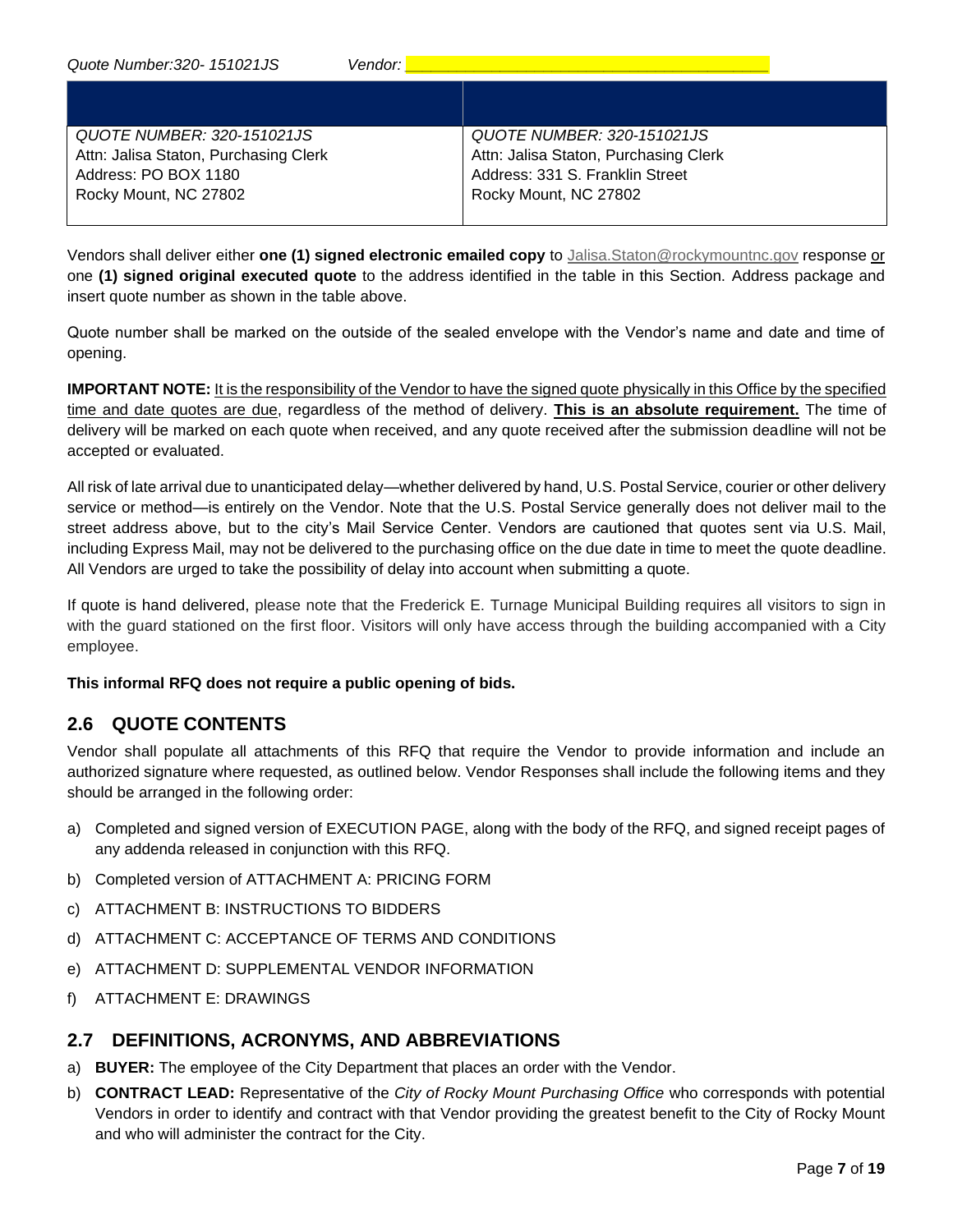*Quote Number:320- 151021JS* *Vendor: \_\_\_\_\_\_\_\_\_\_\_\_\_\_\_\_\_\_\_\_\_\_\_\_\_\_\_\_\_\_\_\_\_\_\_\_\_\_\_\_*

| | |
|---|---|
| *QUOTE NUMBER: 320-151021JS*<br>Attn: Jalisa Staton, Purchasing Clerk<br>Address: PO BOX 1180<br>Rocky Mount, NC 27802 | *QUOTE NUMBER: 320-151021JS*<br>Attn: Jalisa Staton, Purchasing Clerk<br>Address: 331 S. Franklin Street<br>Rocky Mount, NC 27802 |

Vendors shall deliver either **one (1) signed electronic emailed copy** to Jalisa.Staton@rockymountnc.gov response or one **(1) signed original executed quote** to the address identified in the table in this Section. Address package and insert quote number as shown in the table above.

Quote number shall be marked on the outside of the sealed envelope with the Vendor's name and date and time of opening.

**IMPORTANT NOTE:** It is the responsibility of the Vendor to have the signed quote physically in this Office by the specified time and date quotes are due, regardless of the method of delivery. **This is an absolute requirement.** The time of delivery will be marked on each quote when received, and any quote received after the submission deadline will not be accepted or evaluated.

All risk of late arrival due to unanticipated delay—whether delivered by hand, U.S. Postal Service, courier or other delivery service or method—is entirely on the Vendor. Note that the U.S. Postal Service generally does not deliver mail to the street address above, but to the city's Mail Service Center. Vendors are cautioned that quotes sent via U.S. Mail, including Express Mail, may not be delivered to the purchasing office on the due date in time to meet the quote deadline. All Vendors are urged to take the possibility of delay into account when submitting a quote.

If quote is hand delivered, please note that the Frederick E. Turnage Municipal Building requires all visitors to sign in with the guard stationed on the first floor. Visitors will only have access through the building accompanied with a City employee.

**This informal RFQ does not require a public opening of bids.**

## 2.6 QUOTE CONTENTS

Vendor shall populate all attachments of this RFQ that require the Vendor to provide information and include an authorized signature where requested, as outlined below. Vendor Responses shall include the following items and they should be arranged in the following order:

a) Completed and signed version of EXECUTION PAGE, along with the body of the RFQ, and signed receipt pages of any addenda released in conjunction with this RFQ.
b) Completed version of ATTACHMENT A: PRICING FORM
c) ATTACHMENT B: INSTRUCTIONS TO BIDDERS
d) ATTACHMENT C: ACCEPTANCE OF TERMS AND CONDITIONS
e) ATTACHMENT D: SUPPLEMENTAL VENDOR INFORMATION
f) ATTACHMENT E: DRAWINGS

## 2.7 DEFINITIONS, ACRONYMS, AND ABBREVIATIONS

a) **BUYER:** The employee of the City Department that places an order with the Vendor.
b) **CONTRACT LEAD:** Representative of the *City of Rocky Mount Purchasing Office* who corresponds with potential Vendors in order to identify and contract with that Vendor providing the greatest benefit to the City of Rocky Mount and who will administer the contract for the City.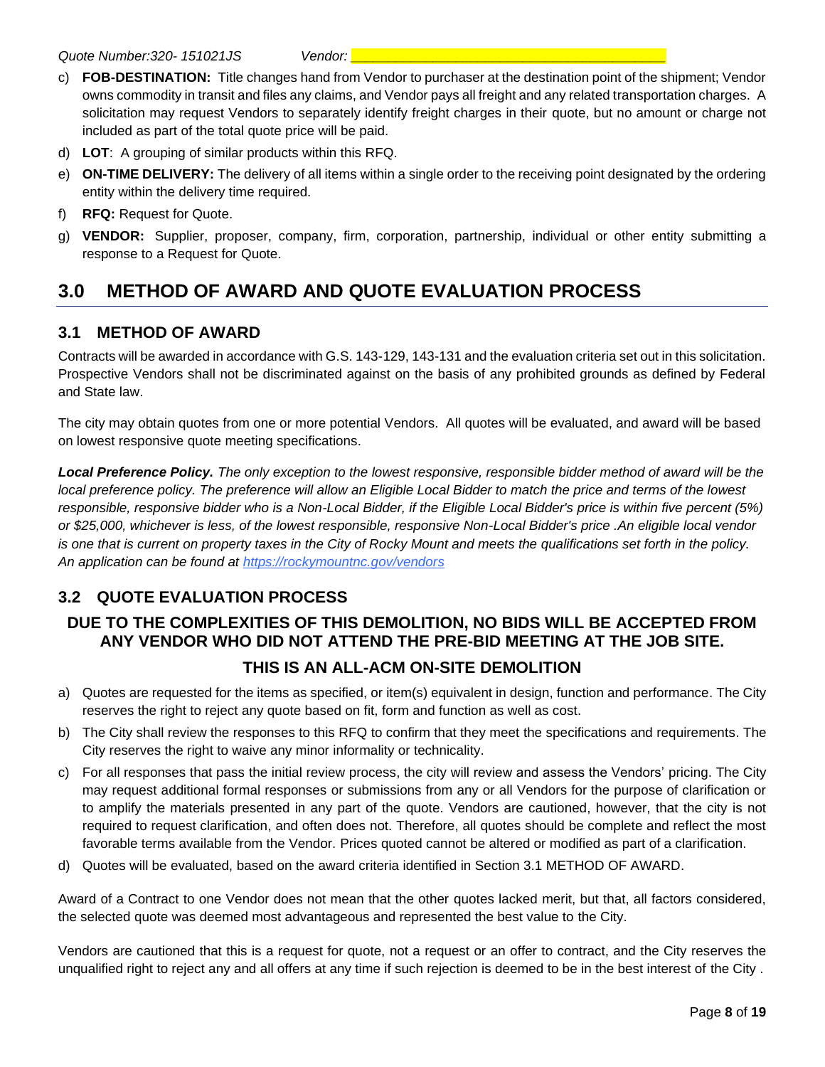c) **FOB-DESTINATION:** Title changes hand from Vendor to purchaser at the destination point of the shipment; Vendor owns commodity in transit and files any claims, and Vendor pays all freight and any related transportation charges. A solicitation may request Vendors to separately identify freight charges in their quote, but no amount or charge not included as part of the total quote price will be paid.

d) **LOT**: A grouping of similar products within this RFQ.

e) **ON-TIME DELIVERY:** The delivery of all items within a single order to the receiving point designated by the ordering entity within the delivery time required.

f) **RFQ:** Request for Quote.

g) **VENDOR:** Supplier, proposer, company, firm, corporation, partnership, individual or other entity submitting a response to a Request for Quote.

# 3.0 METHOD OF AWARD AND QUOTE EVALUATION PROCESS

## 3.1 METHOD OF AWARD

Contracts will be awarded in accordance with G.S. 143-129, 143-131 and the evaluation criteria set out in this solicitation. Prospective Vendors shall not be discriminated against on the basis of any prohibited grounds as defined by Federal and State law.

The city may obtain quotes from one or more potential Vendors. All quotes will be evaluated, and award will be based on lowest responsive quote meeting specifications.

***Local Preference Policy.*** *The only exception to the lowest responsive, responsible bidder method of award will be the local preference policy. The preference will allow an Eligible Local Bidder to match the price and terms of the lowest responsible, responsive bidder who is a Non-Local Bidder, if the Eligible Local Bidder's price is within five percent (5%) or $25,000, whichever is less, of the lowest responsible, responsive Non-Local Bidder's price .An eligible local vendor is one that is current on property taxes in the City of Rocky Mount and meets the qualifications set forth in the policy. An application can be found at* [https://rockymountnc.gov/vendors](https://rockymountnc.gov/vendors)

## 3.2 QUOTE EVALUATION PROCESS

**DUE TO THE COMPLEXITIES OF THIS DEMOLITION, NO BIDS WILL BE ACCEPTED FROM ANY VENDOR WHO DID NOT ATTEND THE PRE-BID MEETING AT THE JOB SITE.**

**THIS IS AN ALL-ACM ON-SITE DEMOLITION**

a) Quotes are requested for the items as specified, or item(s) equivalent in design, function and performance. The City reserves the right to reject any quote based on fit, form and function as well as cost.

b) The City shall review the responses to this RFQ to confirm that they meet the specifications and requirements. The City reserves the right to waive any minor informality or technicality.

c) For all responses that pass the initial review process, the city will review and assess the Vendors' pricing. The City may request additional formal responses or submissions from any or all Vendors for the purpose of clarification or to amplify the materials presented in any part of the quote. Vendors are cautioned, however, that the city is not required to request clarification, and often does not. Therefore, all quotes should be complete and reflect the most favorable terms available from the Vendor. Prices quoted cannot be altered or modified as part of a clarification.

d) Quotes will be evaluated, based on the award criteria identified in Section 3.1 METHOD OF AWARD.

Award of a Contract to one Vendor does not mean that the other quotes lacked merit, but that, all factors considered, the selected quote was deemed most advantageous and represented the best value to the City.

Vendors are cautioned that this is a request for quote, not a request or an offer to contract, and the City reserves the unqualified right to reject any and all offers at any time if such rejection is deemed to be in the best interest of the City .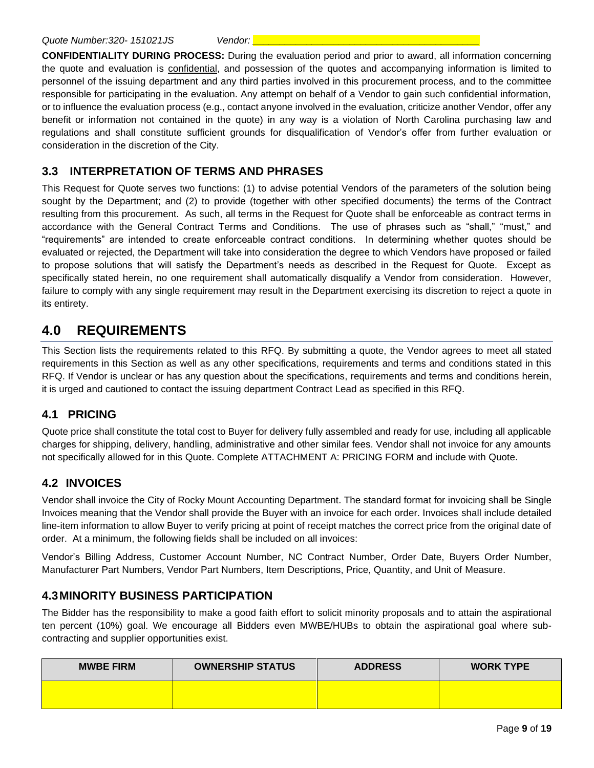**CONFIDENTIALITY DURING PROCESS:** During the evaluation period and prior to award, all information concerning the quote and evaluation is confidential, and possession of the quotes and accompanying information is limited to personnel of the issuing department and any third parties involved in this procurement process, and to the committee responsible for participating in the evaluation. Any attempt on behalf of a Vendor to gain such confidential information, or to influence the evaluation process (e.g., contact anyone involved in the evaluation, criticize another Vendor, offer any benefit or information not contained in the quote) in any way is a violation of North Carolina purchasing law and regulations and shall constitute sufficient grounds for disqualification of Vendor's offer from further evaluation or consideration in the discretion of the City.

## 3.3 INTERPRETATION OF TERMS AND PHRASES

This Request for Quote serves two functions: (1) to advise potential Vendors of the parameters of the solution being sought by the Department; and (2) to provide (together with other specified documents) the terms of the Contract resulting from this procurement. As such, all terms in the Request for Quote shall be enforceable as contract terms in accordance with the General Contract Terms and Conditions. The use of phrases such as "shall," "must," and "requirements" are intended to create enforceable contract conditions. In determining whether quotes should be evaluated or rejected, the Department will take into consideration the degree to which Vendors have proposed or failed to propose solutions that will satisfy the Department's needs as described in the Request for Quote. Except as specifically stated herein, no one requirement shall automatically disqualify a Vendor from consideration. However, failure to comply with any single requirement may result in the Department exercising its discretion to reject a quote in its entirety.

# 4.0 REQUIREMENTS

This Section lists the requirements related to this RFQ. By submitting a quote, the Vendor agrees to meet all stated requirements in this Section as well as any other specifications, requirements and terms and conditions stated in this RFQ. If Vendor is unclear or has any question about the specifications, requirements and terms and conditions herein, it is urged and cautioned to contact the issuing department Contract Lead as specified in this RFQ.

## 4.1 PRICING

Quote price shall constitute the total cost to Buyer for delivery fully assembled and ready for use, including all applicable charges for shipping, delivery, handling, administrative and other similar fees. Vendor shall not invoice for any amounts not specifically allowed for in this Quote. Complete ATTACHMENT A: PRICING FORM and include with Quote.

## 4.2 INVOICES

Vendor shall invoice the City of Rocky Mount Accounting Department. The standard format for invoicing shall be Single Invoices meaning that the Vendor shall provide the Buyer with an invoice for each order. Invoices shall include detailed line-item information to allow Buyer to verify pricing at point of receipt matches the correct price from the original date of order. At a minimum, the following fields shall be included on all invoices:

Vendor's Billing Address, Customer Account Number, NC Contract Number, Order Date, Buyers Order Number, Manufacturer Part Numbers, Vendor Part Numbers, Item Descriptions, Price, Quantity, and Unit of Measure.

## 4.3 MINORITY BUSINESS PARTICIPATION

The Bidder has the responsibility to make a good faith effort to solicit minority proposals and to attain the aspirational ten percent (10%) goal. We encourage all Bidders even MWBE/HUBs to obtain the aspirational goal where sub-contracting and supplier opportunities exist.

| MWBE FIRM | OWNERSHIP STATUS | ADDRESS | WORK TYPE |
|---|---|---|---|
| | | | |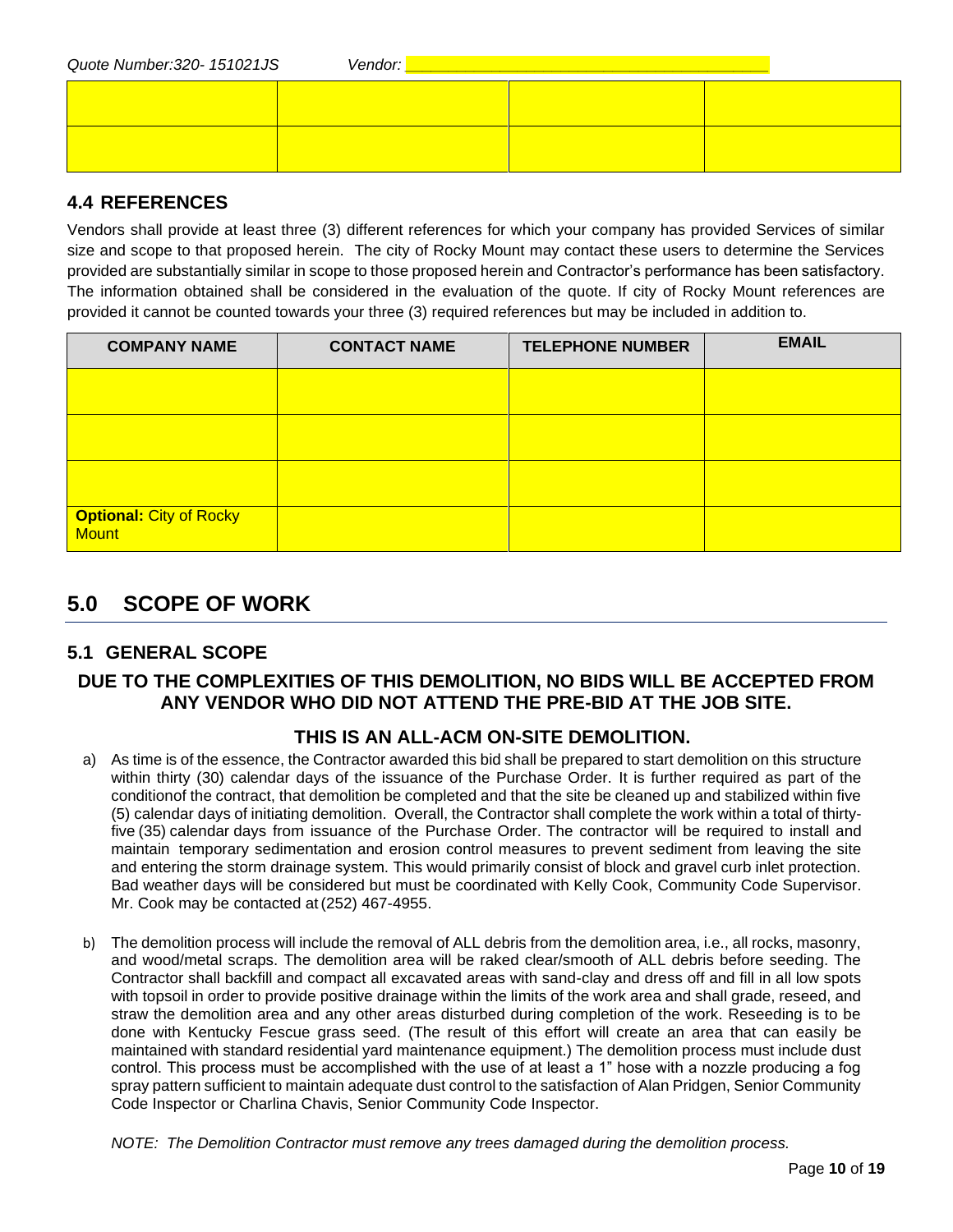Quote Number:320- 151021JS Vendor: ___________________________________________

| | | | |
|---|---|---|---|
| | | | |
| | | | |

### 4.4 REFERENCES

Vendors shall provide at least three (3) different references for which your company has provided Services of similar size and scope to that proposed herein. The city of Rocky Mount may contact these users to determine the Services provided are substantially similar in scope to those proposed herein and Contractor's performance has been satisfactory. The information obtained shall be considered in the evaluation of the quote. If city of Rocky Mount references are provided it cannot be counted towards your three (3) required references but may be included in addition to.

| COMPANY NAME | CONTACT NAME | TELEPHONE NUMBER | EMAIL |
|---|---|---|---|
| | | | |
| | | | |
| | | | |
| **Optional:** City of Rocky Mount | | | |

## 5.0 SCOPE OF WORK

### 5.1 GENERAL SCOPE

**DUE TO THE COMPLEXITIES OF THIS DEMOLITION, NO BIDS WILL BE ACCEPTED FROM ANY VENDOR WHO DID NOT ATTEND THE PRE-BID AT THE JOB SITE.**

**THIS IS AN ALL-ACM ON-SITE DEMOLITION.**

a) As time is of the essence, the Contractor awarded this bid shall be prepared to start demolition on this structure within thirty (30) calendar days of the issuance of the Purchase Order. It is further required as part of the conditionof the contract, that demolition be completed and that the site be cleaned up and stabilized within five (5) calendar days of initiating demolition. Overall, the Contractor shall complete the work within a total of thirty-five (35) calendar days from issuance of the Purchase Order. The contractor will be required to install and maintain temporary sedimentation and erosion control measures to prevent sediment from leaving the site and entering the storm drainage system. This would primarily consist of block and gravel curb inlet protection. Bad weather days will be considered but must be coordinated with Kelly Cook, Community Code Supervisor. Mr. Cook may be contacted at (252) 467-4955.

b) The demolition process will include the removal of ALL debris from the demolition area, i.e., all rocks, masonry, and wood/metal scraps. The demolition area will be raked clear/smooth of ALL debris before seeding. The Contractor shall backfill and compact all excavated areas with sand-clay and dress off and fill in all low spots with topsoil in order to provide positive drainage within the limits of the work area and shall grade, reseed, and straw the demolition area and any other areas disturbed during completion of the work. Reseeding is to be done with Kentucky Fescue grass seed. (The result of this effort will create an area that can easily be maintained with standard residential yard maintenance equipment.) The demolition process must include dust control. This process must be accomplished with the use of at least a 1" hose with a nozzle producing a fog spray pattern sufficient to maintain adequate dust control to the satisfaction of Alan Pridgen, Senior Community Code Inspector or Charlina Chavis, Senior Community Code Inspector.

*NOTE: The Demolition Contractor must remove any trees damaged during the demolition process.*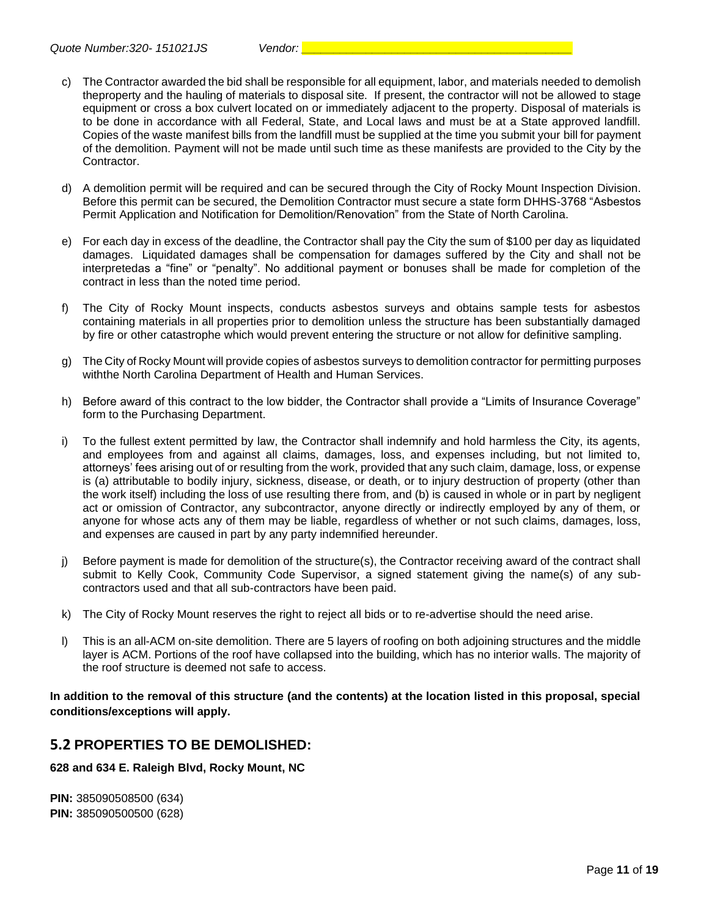c) The Contractor awarded the bid shall be responsible for all equipment, labor, and materials needed to demolish theproperty and the hauling of materials to disposal site. If present, the contractor will not be allowed to stage equipment or cross a box culvert located on or immediately adjacent to the property. Disposal of materials is to be done in accordance with all Federal, State, and Local laws and must be at a State approved landfill. Copies of the waste manifest bills from the landfill must be supplied at the time you submit your bill for payment of the demolition. Payment will not be made until such time as these manifests are provided to the City by the Contractor.

d) A demolition permit will be required and can be secured through the City of Rocky Mount Inspection Division. Before this permit can be secured, the Demolition Contractor must secure a state form DHHS-3768 "Asbestos Permit Application and Notification for Demolition/Renovation" from the State of North Carolina.

e) For each day in excess of the deadline, the Contractor shall pay the City the sum of $100 per day as liquidated damages. Liquidated damages shall be compensation for damages suffered by the City and shall not be interpretedas a "fine" or "penalty". No additional payment or bonuses shall be made for completion of the contract in less than the noted time period.

f) The City of Rocky Mount inspects, conducts asbestos surveys and obtains sample tests for asbestos containing materials in all properties prior to demolition unless the structure has been substantially damaged by fire or other catastrophe which would prevent entering the structure or not allow for definitive sampling.

g) The City of Rocky Mount will provide copies of asbestos surveys to demolition contractor for permitting purposes withthe North Carolina Department of Health and Human Services.

h) Before award of this contract to the low bidder, the Contractor shall provide a "Limits of Insurance Coverage" form to the Purchasing Department.

i) To the fullest extent permitted by law, the Contractor shall indemnify and hold harmless the City, its agents, and employees from and against all claims, damages, loss, and expenses including, but not limited to, attorneys' fees arising out of or resulting from the work, provided that any such claim, damage, loss, or expense is (a) attributable to bodily injury, sickness, disease, or death, or to injury destruction of property (other than the work itself) including the loss of use resulting there from, and (b) is caused in whole or in part by negligent act or omission of Contractor, any subcontractor, anyone directly or indirectly employed by any of them, or anyone for whose acts any of them may be liable, regardless of whether or not such claims, damages, loss, and expenses are caused in part by any party indemnified hereunder.

j) Before payment is made for demolition of the structure(s), the Contractor receiving award of the contract shall submit to Kelly Cook, Community Code Supervisor, a signed statement giving the name(s) of any sub-contractors used and that all sub-contractors have been paid.

k) The City of Rocky Mount reserves the right to reject all bids or to re-advertise should the need arise.

l) This is an all-ACM on-site demolition. There are 5 layers of roofing on both adjoining structures and the middle layer is ACM. Portions of the roof have collapsed into the building, which has no interior walls. The majority of the roof structure is deemed not safe to access.

**In addition to the removal of this structure (and the contents) at the location listed in this proposal, special conditions/exceptions will apply.**

## 5.2 PROPERTIES TO BE DEMOLISHED:

**628 and 634 E. Raleigh Blvd, Rocky Mount, NC**

**PIN:** 385090508500 (634)
**PIN:** 385090500500 (628)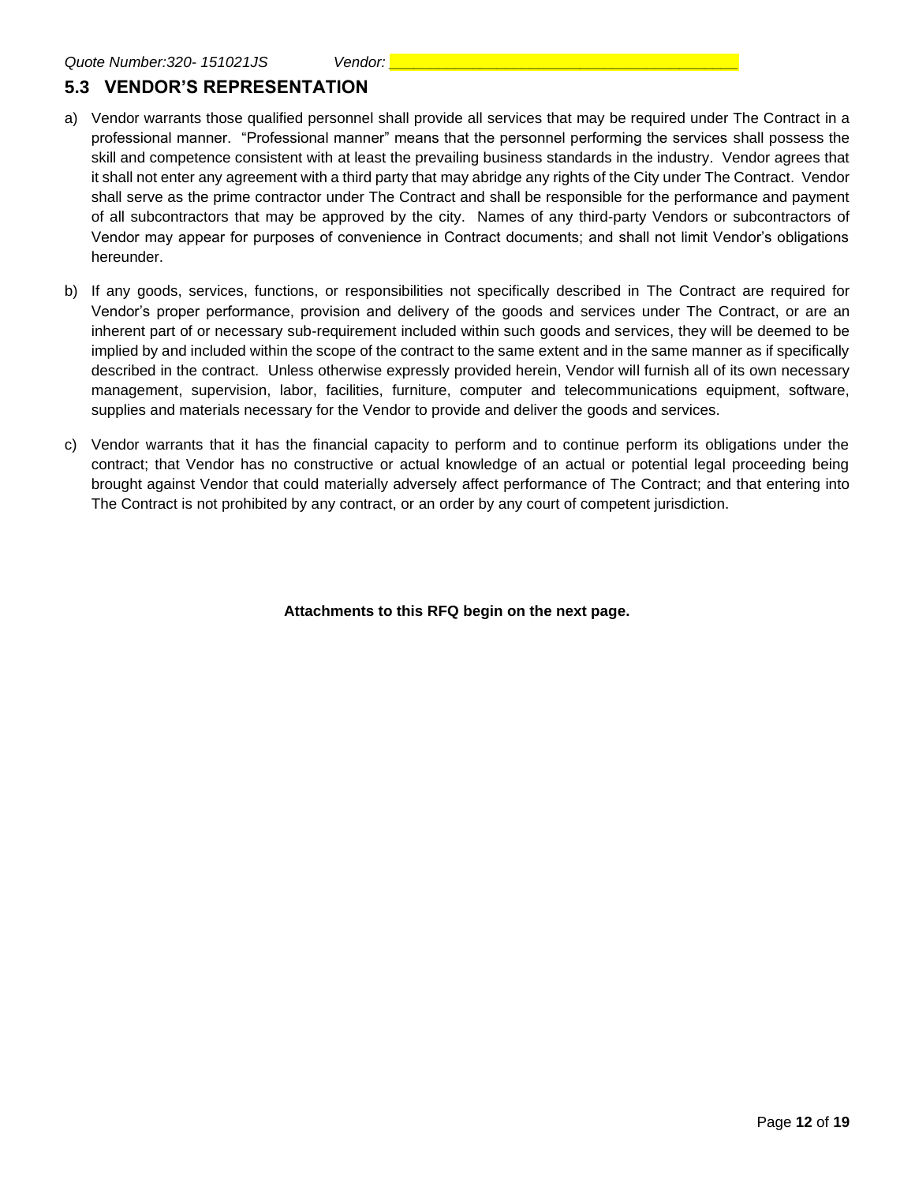*Quote Number:320- 151021JS* *Vendor: \_\_\_\_\_\_\_\_\_\_\_\_\_\_\_\_\_\_\_\_\_\_\_\_\_\_\_\_\_\_\_\_\_\_\_\_\_\_\_\_*

## 5.3 VENDOR'S REPRESENTATION

a) Vendor warrants those qualified personnel shall provide all services that may be required under The Contract in a professional manner. "Professional manner" means that the personnel performing the services shall possess the skill and competence consistent with at least the prevailing business standards in the industry. Vendor agrees that it shall not enter any agreement with a third party that may abridge any rights of the City under The Contract. Vendor shall serve as the prime contractor under The Contract and shall be responsible for the performance and payment of all subcontractors that may be approved by the city. Names of any third-party Vendors or subcontractors of Vendor may appear for purposes of convenience in Contract documents; and shall not limit Vendor's obligations hereunder.

b) If any goods, services, functions, or responsibilities not specifically described in The Contract are required for Vendor's proper performance, provision and delivery of the goods and services under The Contract, or are an inherent part of or necessary sub-requirement included within such goods and services, they will be deemed to be implied by and included within the scope of the contract to the same extent and in the same manner as if specifically described in the contract. Unless otherwise expressly provided herein, Vendor will furnish all of its own necessary management, supervision, labor, facilities, furniture, computer and telecommunications equipment, software, supplies and materials necessary for the Vendor to provide and deliver the goods and services.

c) Vendor warrants that it has the financial capacity to perform and to continue perform its obligations under the contract; that Vendor has no constructive or actual knowledge of an actual or potential legal proceeding being brought against Vendor that could materially adversely affect performance of The Contract; and that entering into The Contract is not prohibited by any contract, or an order by any court of competent jurisdiction.

**Attachments to this RFQ begin on the next page.**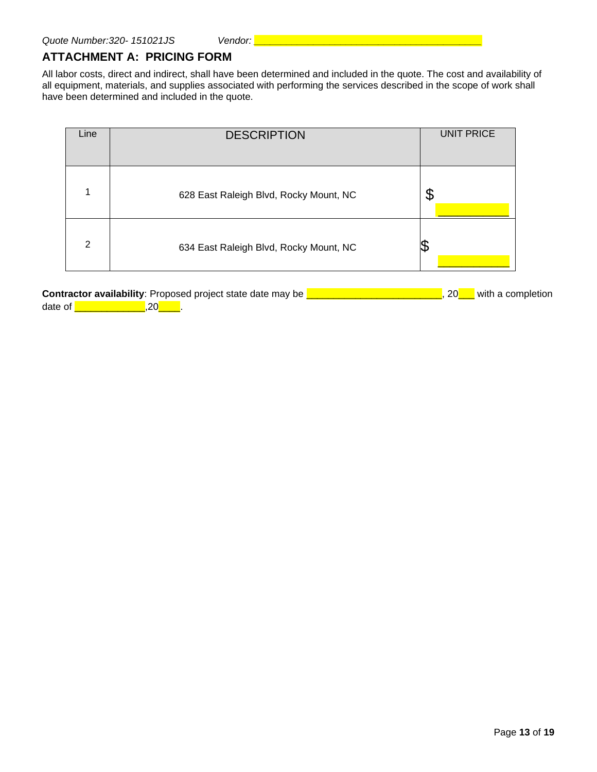*Quote Number:320- 151021JS* *Vendor:* ________________________________________

## ATTACHMENT A: PRICING FORM

All labor costs, direct and indirect, shall have been determined and included in the quote. The cost and availability of all equipment, materials, and supplies associated with performing the services described in the scope of work shall have been determined and included in the quote.

| Line | DESCRIPTION | UNIT PRICE |
|---|---|---|
| 1 | 628 East Raleigh Blvd, Rocky Mount, NC | $ ____________ |
| 2 | 634 East Raleigh Blvd, Rocky Mount, NC | $ ____________ |

**Contractor availability**: Proposed project state date may be ________________________, 20___ with a completion date of _____________,20____.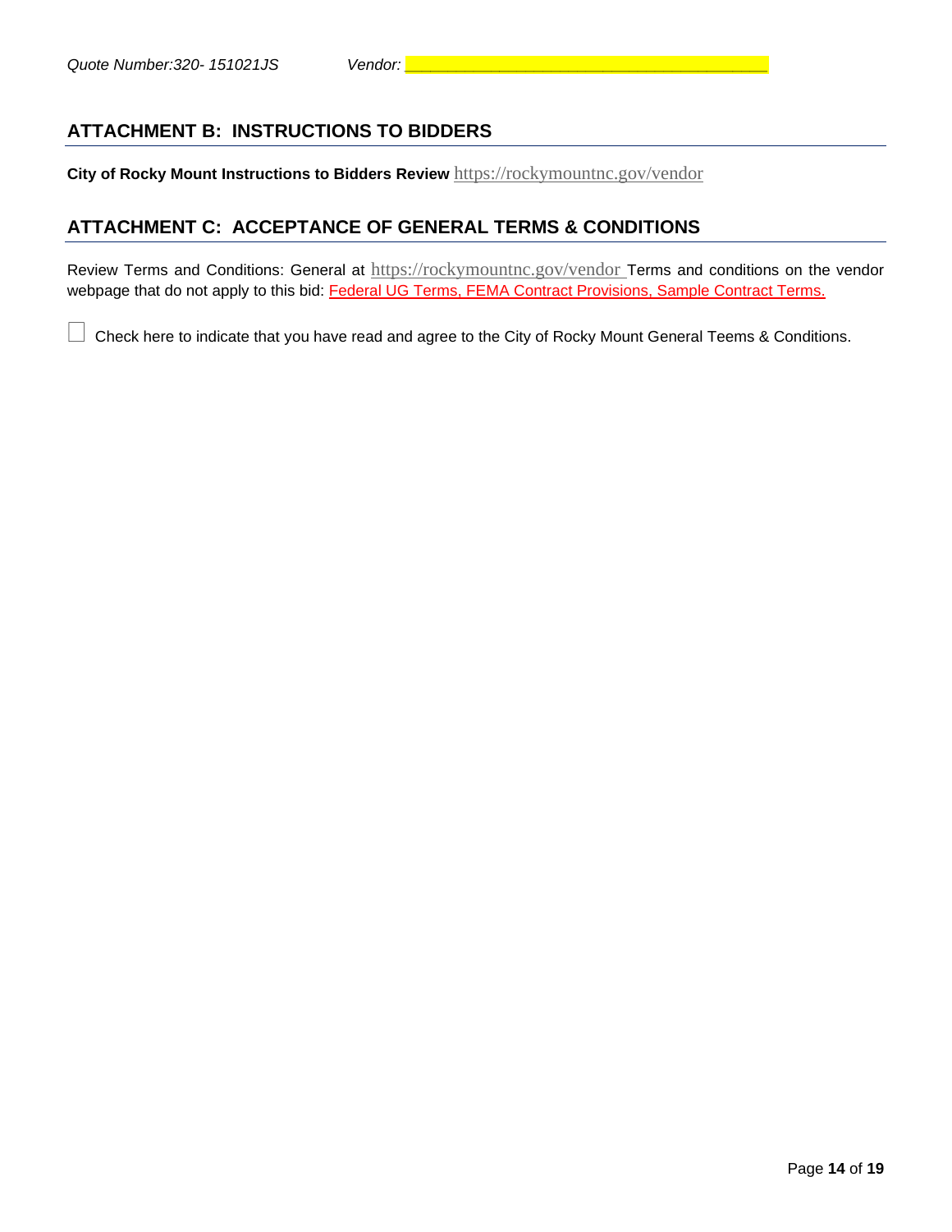Quote Number:320- 151021JS Vendor: ________________________________________

## ATTACHMENT B: INSTRUCTIONS TO BIDDERS

**City of Rocky Mount Instructions to Bidders Review** https://rockymountnc.gov/vendor

## ATTACHMENT C: ACCEPTANCE OF GENERAL TERMS & CONDITIONS

Review Terms and Conditions: General at https://rockymountnc.gov/vendor Terms and conditions on the vendor webpage that do not apply to this bid: Federal UG Terms, FEMA Contract Provisions, Sample Contract Terms.

☐ Check here to indicate that you have read and agree to the City of Rocky Mount General Teems & Conditions.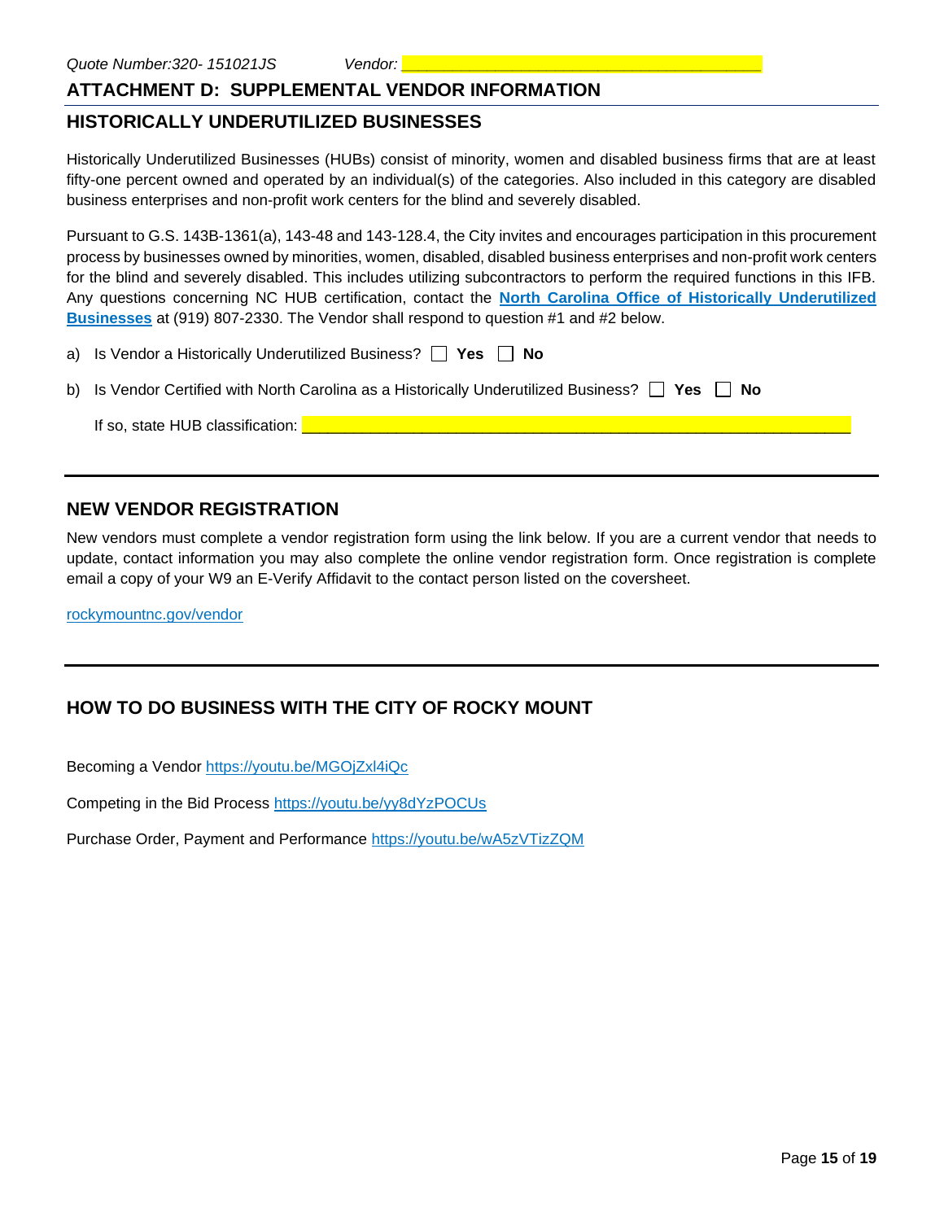*Quote Number:320- 151021JS* *Vendor:* ________________________________________

## ATTACHMENT D: SUPPLEMENTAL VENDOR INFORMATION

## HISTORICALLY UNDERUTILIZED BUSINESSES

Historically Underutilized Businesses (HUBs) consist of minority, women and disabled business firms that are at least fifty-one percent owned and operated by an individual(s) of the categories. Also included in this category are disabled business enterprises and non-profit work centers for the blind and severely disabled.

Pursuant to G.S. 143B-1361(a), 143-48 and 143-128.4, the City invites and encourages participation in this procurement process by businesses owned by minorities, women, disabled, disabled business enterprises and non-profit work centers for the blind and severely disabled. This includes utilizing subcontractors to perform the required functions in this IFB. Any questions concerning NC HUB certification, contact the **North Carolina Office of Historically Underutilized Businesses** at (919) 807-2330. The Vendor shall respond to question #1 and #2 below.

a) Is Vendor a Historically Underutilized Business? ☐ **Yes** ☐ **No**

b) Is Vendor Certified with North Carolina as a Historically Underutilized Business? ☐ **Yes** ☐ **No**

If so, state HUB classification: ____________________________________________________________

---

## NEW VENDOR REGISTRATION

New vendors must complete a vendor registration form using the link below. If you are a current vendor that needs to update, contact information you may also complete the online vendor registration form. Once registration is complete email a copy of your W9 an E-Verify Affidavit to the contact person listed on the coversheet.

rockymountnc.gov/vendor

---

## HOW TO DO BUSINESS WITH THE CITY OF ROCKY MOUNT

Becoming a Vendor https://youtu.be/MGOjZxl4iQc

Competing in the Bid Process https://youtu.be/yy8dYzPOCUs

Purchase Order, Payment and Performance https://youtu.be/wA5zVTizZQM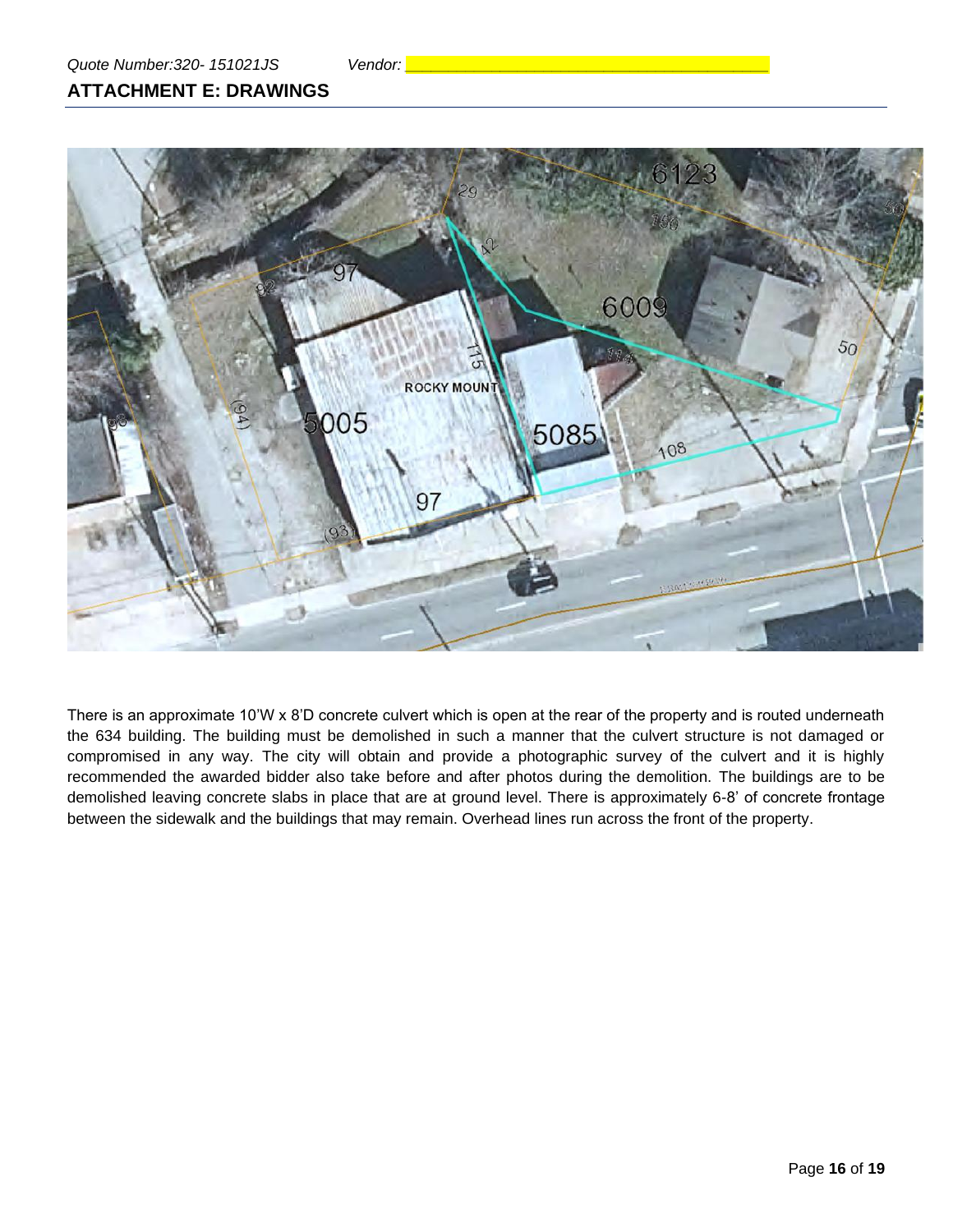Quote Number:320- 151021JS Vendor: ___________________________________

## ATTACHMENT E: DRAWINGS

There is an approximate 10'W x 8'D concrete culvert which is open at the rear of the property and is routed underneath the 634 building. The building must be demolished in such a manner that the culvert structure is not damaged or compromised in any way. The city will obtain and provide a photographic survey of the culvert and it is highly recommended the awarded bidder also take before and after photos during the demolition. The buildings are to be demolished leaving concrete slabs in place that are at ground level. There is approximately 6-8' of concrete frontage between the sidewalk and the buildings that may remain. Overhead lines run across the front of the property.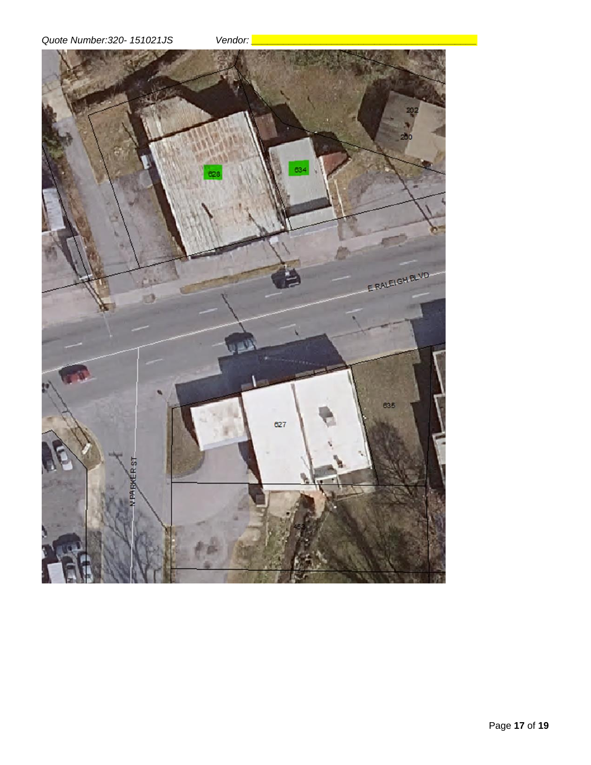*Quote Number:320- 151021JS* *Vendor: \_\_\_\_\_\_\_\_\_\_\_\_\_\_\_\_\_\_\_\_\_\_\_\_\_\_\_\_\_\_\_\_\_\_\_\_\_\_\_\_*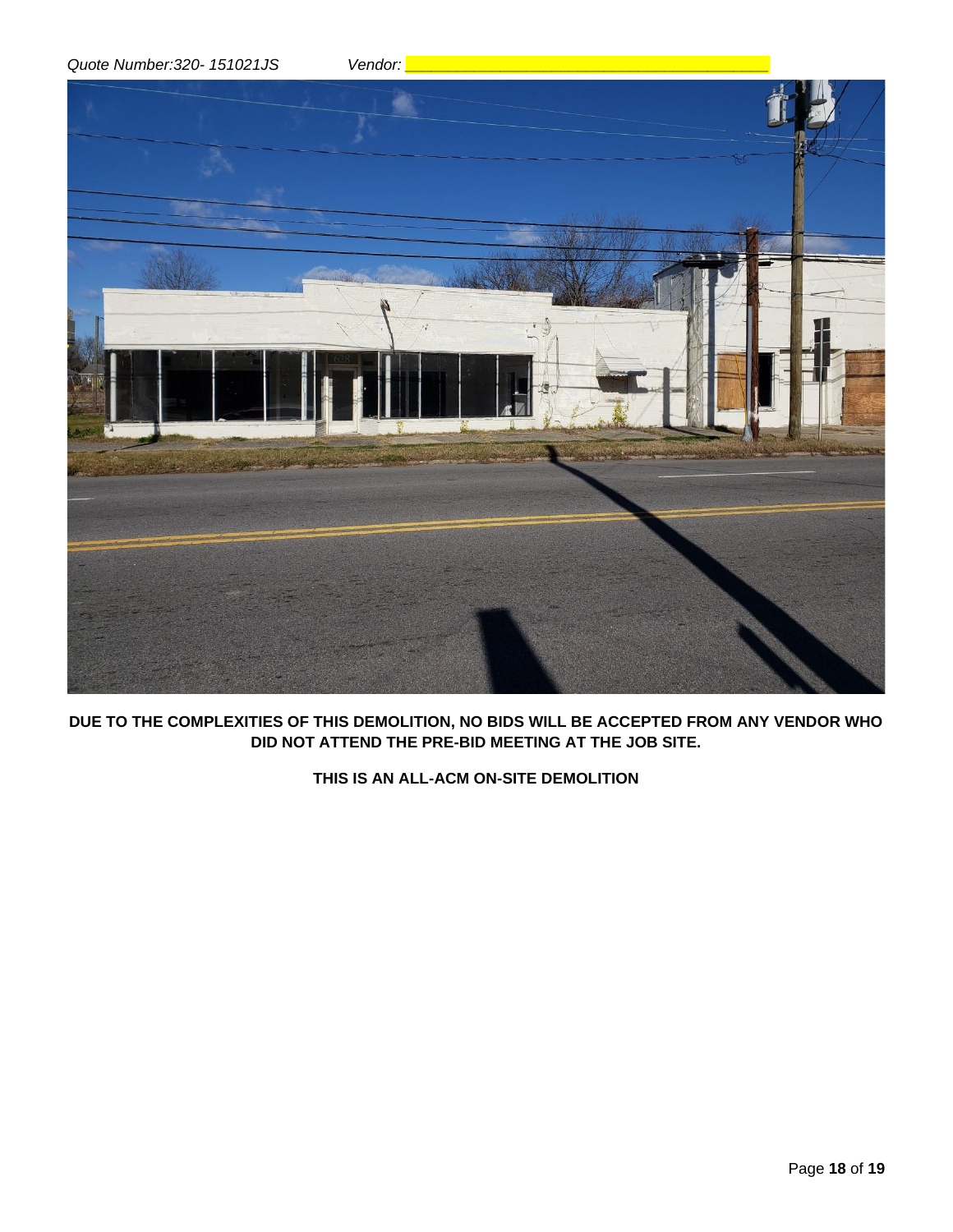Quote Number:320- 151021JS Vendor: ___________________________________________

**DUE TO THE COMPLEXITIES OF THIS DEMOLITION, NO BIDS WILL BE ACCEPTED FROM ANY VENDOR WHO DID NOT ATTEND THE PRE-BID MEETING AT THE JOB SITE.**

**THIS IS AN ALL-ACM ON-SITE DEMOLITION**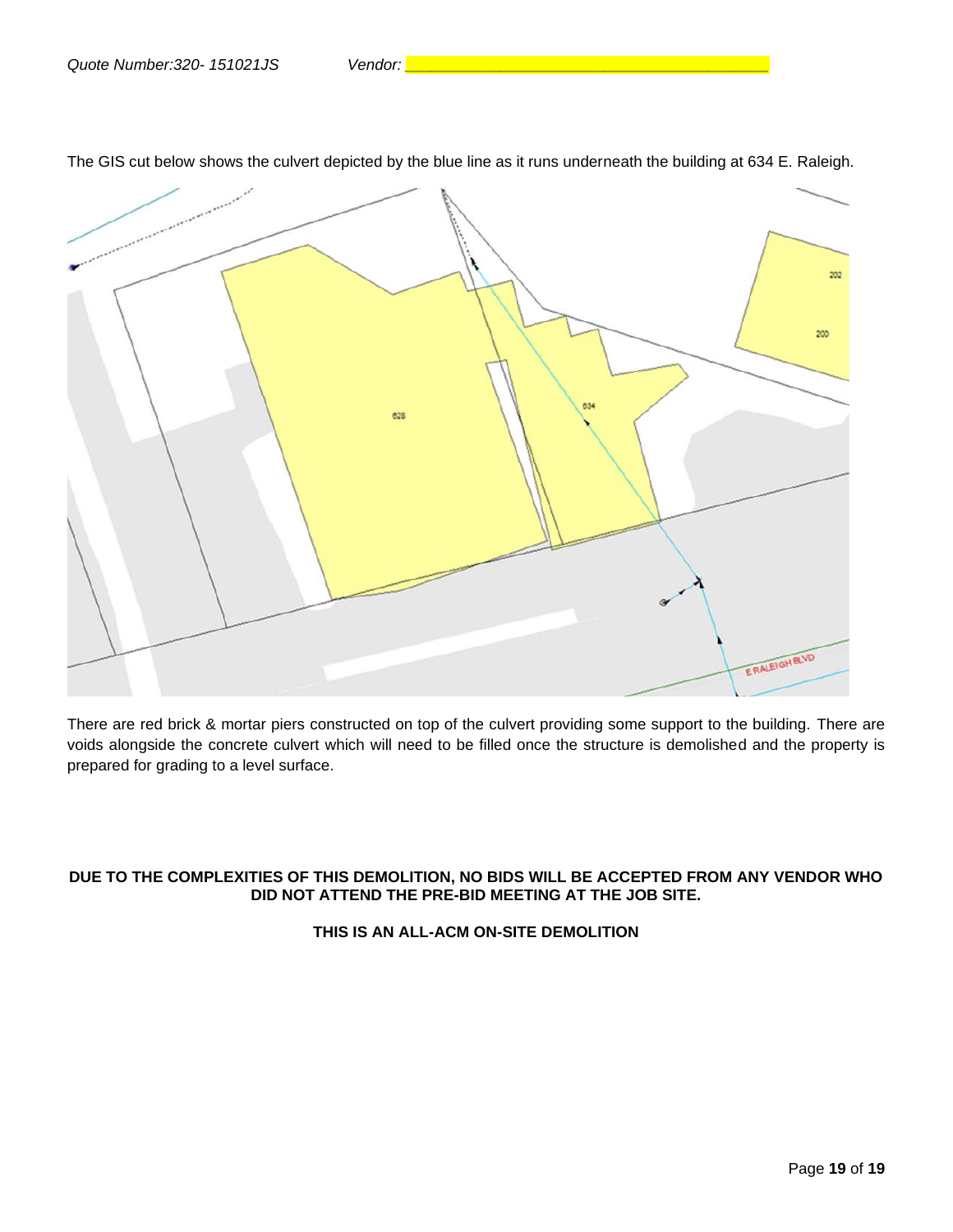The GIS cut below shows the culvert depicted by the blue line as it runs underneath the building at 634 E. Raleigh.

628

634

202

200

E RALEIGH BLVD

There are red brick & mortar piers constructed on top of the culvert providing some support to the building. There are voids alongside the concrete culvert which will need to be filled once the structure is demolished and the property is prepared for grading to a level surface.

**DUE TO THE COMPLEXITIES OF THIS DEMOLITION, NO BIDS WILL BE ACCEPTED FROM ANY VENDOR WHO DID NOT ATTEND THE PRE-BID MEETING AT THE JOB SITE.**

**THIS IS AN ALL-ACM ON-SITE DEMOLITION**